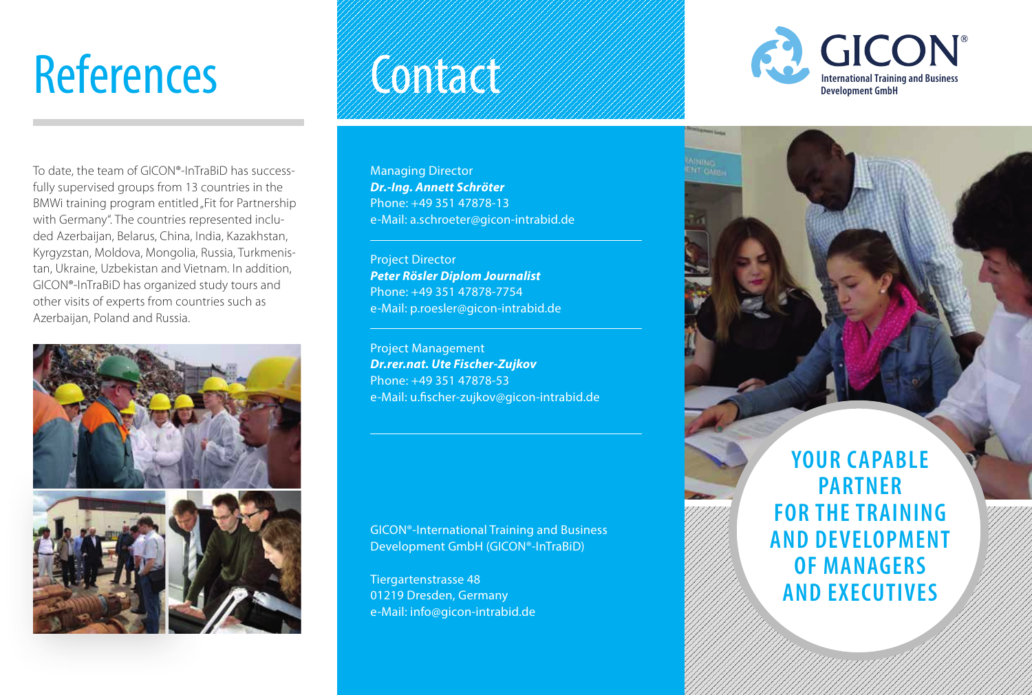# References

To date, the team of GICON®-InTraBiD has successfully supervised groups from 13 countries in the BMWi training program entitled „Fit for Partnership with Germany". The countries represented included Azerbaijan, Belarus, China, India, Kazakhstan, Kyrgyzstan, Moldova, Mongolia, Russia, Turkmenistan, Ukraine, Uzbekistan and Vietnam. In addition, GICON®-InTraBiD has organized study tours and other visits of experts from countries such as Azerbaijan, Poland and Russia.

# Contact

Managing Director
***Dr.-Ing. Annett Schröter***
Phone: +49 351 47878-13
e-Mail: a.schroeter@gicon-intrabid.de

Project Director
***Peter Rösler Diplom Journalist***
Phone: +49 351 47878-7754
e-Mail: p.roesler@gicon-intrabid.de

Project Management
***Dr.rer.nat. Ute Fischer-Zujkov***
Phone: +49 351 47878-53
e-Mail: u.fischer-zujkov@gicon-intrabid.de

GICON®-International Training and Business Development GmbH (GICON®-InTraBiD)

Tiergartenstrasse 48
01219 Dresden, Germany
e-Mail: info@gicon-intrabid.de

GICON®
International Training and Business Development GmbH

**YOUR CAPABLE PARTNER FOR THE TRAINING AND DEVELOPMENT OF MANAGERS AND EXECUTIVES**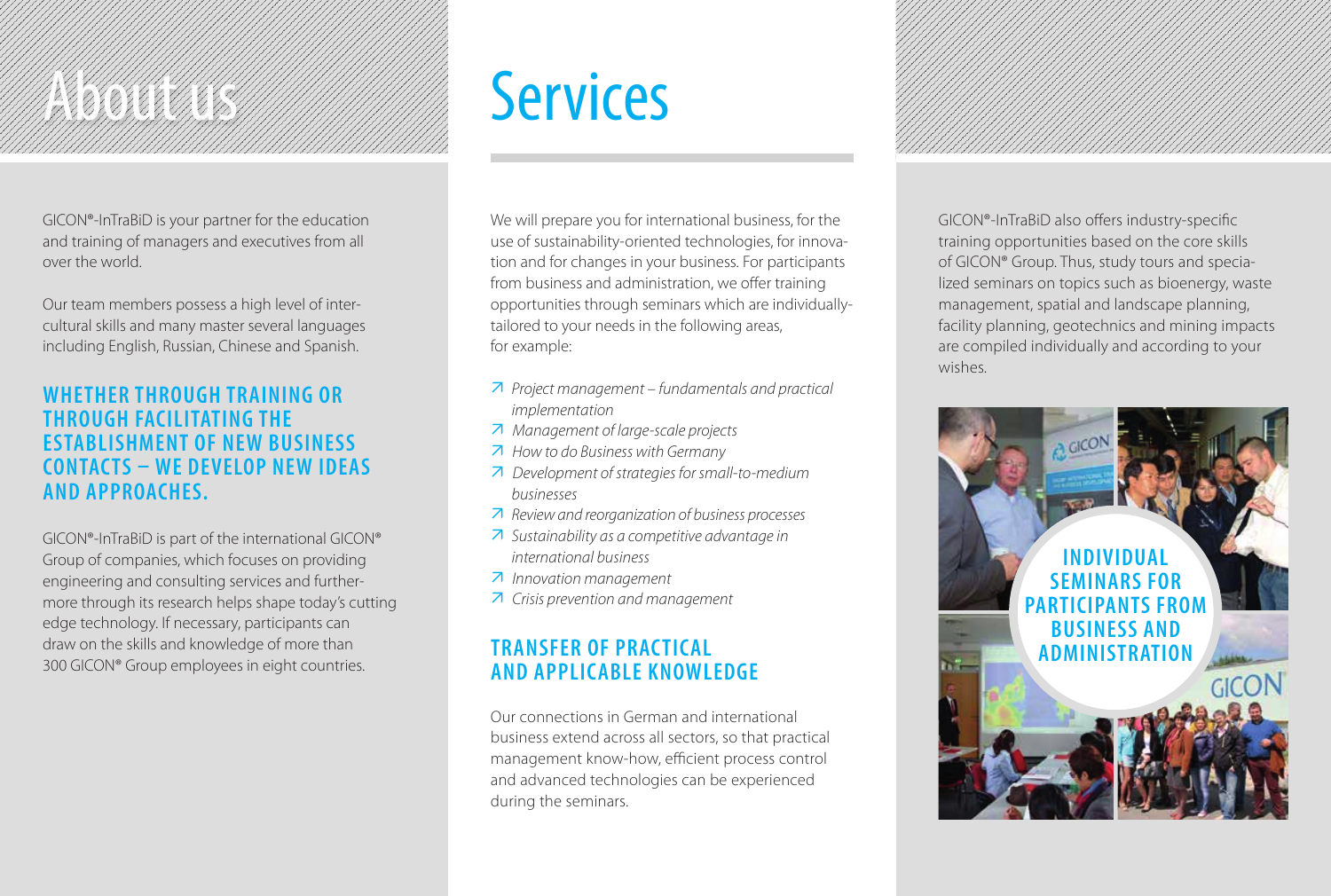# About us

GICON®-InTraBiD is your partner for the education and training of managers and executives from all over the world.

Our team members possess a high level of intercultural skills and many master several languages including English, Russian, Chinese and Spanish.

## WHETHER THROUGH TRAINING OR THROUGH FACILITATING THE ESTABLISHMENT OF NEW BUSINESS CONTACTS – WE DEVELOP NEW IDEAS AND APPROACHES.

GICON®-InTraBiD is part of the international GICON® Group of companies, which focuses on providing engineering and consulting services and furthermore through its research helps shape today's cutting edge technology. If necessary, participants can draw on the skills and knowledge of more than 300 GICON® Group employees in eight countries.

# Services

We will prepare you for international business, for the use of sustainability-oriented technologies, for innovation and for changes in your business. For participants from business and administration, we offer training opportunities through seminars which are individually-tailored to your needs in the following areas, for example:

- *Project management – fundamentals and practical implementation*
- *Management of large-scale projects*
- *How to do Business with Germany*
- *Development of strategies for small-to-medium businesses*
- *Review and reorganization of business processes*
- *Sustainability as a competitive advantage in international business*
- *Innovation management*
- *Crisis prevention and management*

## TRANSFER OF PRACTICAL AND APPLICABLE KNOWLEDGE

Our connections in German and international business extend across all sectors, so that practical management know-how, efficient process control and advanced technologies can be experienced during the seminars.

GICON®-InTraBiD also offers industry-specific training opportunities based on the core skills of GICON® Group. Thus, study tours and specialized seminars on topics such as bioenergy, waste management, spatial and landscape planning, facility planning, geotechnics and mining impacts are compiled individually and according to your wishes.

## INDIVIDUAL SEMINARS FOR PARTICIPANTS FROM BUSINESS AND ADMINISTRATION